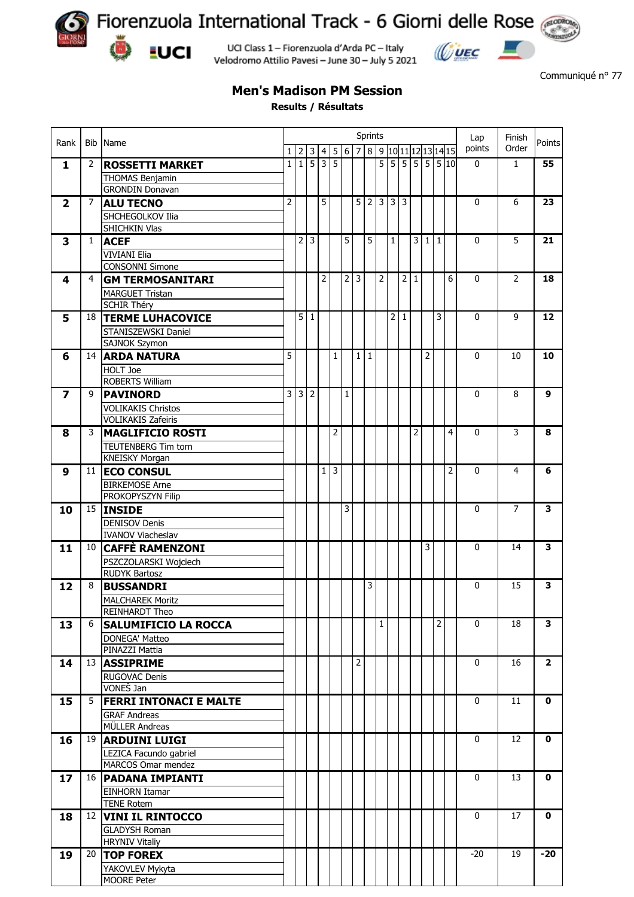# Fiorenzuola International Track - 6 Giorni delle Rose

UCI Class 1 – Fiorenzuola d'Arda PC – Italy
Velodromo Attilio Pavesi – June 30 – July 5 2021

Communiqué n° 77

## Men's Madison PM Session

### Results / Résultats

| Rank | Bib | Name | Sprints | | | | | | | | | | | | | | | Lap points | Finish Order | Points |
|---|---|---|---|---|---|---|---|---|---|---|---|---|---|---|---|---|---|---|---|---|
| | | | 1 | 2 | 3 | 4 | 5 | 6 | 7 | 8 | 9 | 10 | 11 | 12 | 13 | 14 | 15 | | | |
| **1** | 2 | **ROSSETTI MARKET**<br>THOMAS Benjamin<br>GRONDIN Donavan | 1 | 1 | 5 | 3 | 5 | | | | 5 | 5 | 5 | 5 | 5 | 5 | 10 | 0 | 1 | **55** |
| **2** | 7 | **ALU TECNO**<br>SHCHEGOLKOV Ilia<br>SHICHKIN Vlas | 2 | | | 5 | | | 5 | 2 | 3 | 3 | 3 | | | | | 0 | 6 | **23** |
| **3** | 1 | **ACEF**<br>VIVIANI Elia<br>CONSONNI Simone | | 2 | 3 | | | 5 | | 5 | | 1 | | 3 | 1 | 1 | | 0 | 5 | **21** |
| **4** | 4 | **GM TERMOSANITARI**<br>MARGUET Tristan<br>SCHIR Théry | | | | 2 | | 2 | 3 | | 2 | | 2 | 1 | | | 6 | 0 | 2 | **18** |
| **5** | 18 | **TERME LUHACOVICE**<br>STANISZEWSKI Daniel<br>SAJNOK Szymon | | 5 | 1 | | | | | | | 2 | 1 | | | 3 | | 0 | 9 | **12** |
| **6** | 14 | **ARDA NATURA**<br>HOLT Joe<br>ROBERTS William | 5 | | | | 1 | | 1 | 1 | | | | | 2 | | | 0 | 10 | **10** |
| **7** | 9 | **PAVINORD**<br>VOLIKAKIS Christos<br>VOLIKAKIS Zafeiris | 3 | 3 | 2 | | | 1 | | | | | | | | | | 0 | 8 | **9** |
| **8** | 3 | **MAGLIFICIO ROSTI**<br>TEUTENBERG Tim torn<br>KNEISKY Morgan | | | | | 2 | | | | | | | 2 | | | 4 | 0 | 3 | **8** |
| **9** | 11 | **ECO CONSUL**<br>BIRKEMOSE Arne<br>PROKOPYSZYN Filip | | | | 1 | 3 | | | | | | | | | | 2 | 0 | 4 | **6** |
| **10** | 15 | **INSIDE**<br>DENISOV Denis<br>IVANOV Viacheslav | | | | | | 3 | | | | | | | | | | 0 | 7 | **3** |
| **11** | 10 | **CAFFÈ RAMENZONI**<br>PSZCZOLARSKI Wojciech<br>RUDYK Bartosz | | | | | | | | | | | | | 3 | | | 0 | 14 | **3** |
| **12** | 8 | **BUSSANDRI**<br>MALCHAREK Moritz<br>REINHARDT Theo | | | | | | | | 3 | | | | | | | | 0 | 15 | **3** |
| **13** | 6 | **SALUMIFICIO LA ROCCA**<br>DONEGA' Matteo<br>PINAZZI Mattia | | | | | | | | | 1 | | | | | 2 | | 0 | 18 | **3** |
| **14** | 13 | **ASSIPRIME**<br>RUGOVAC Denis<br>VONEŠ Jan | | | | | | | 2 | | | | | | | | | 0 | 16 | **2** |
| **15** | 5 | **FERRI INTONACI E MALTE**<br>GRAF Andreas<br>MÜLLER Andreas | | | | | | | | | | | | | | | | 0 | 11 | **0** |
| **16** | 19 | **ARDUINI LUIGI**<br>LEZICA Facundo gabriel<br>MARCOS Omar mendez | | | | | | | | | | | | | | | | 0 | 12 | **0** |
| **17** | 16 | **PADANA IMPIANTI**<br>EINHORN Itamar<br>TENE Rotem | | | | | | | | | | | | | | | | 0 | 13 | **0** |
| **18** | 12 | **VINI IL RINTOCCO**<br>GLADYSH Roman<br>HRYNIV Vitaliy | | | | | | | | | | | | | | | | 0 | 17 | **0** |
| **19** | 20 | **TOP FOREX**<br>YAKOVLEV Mykyta<br>MOORE Peter | | | | | | | | | | | | | | | | -20 | 19 | **-20** |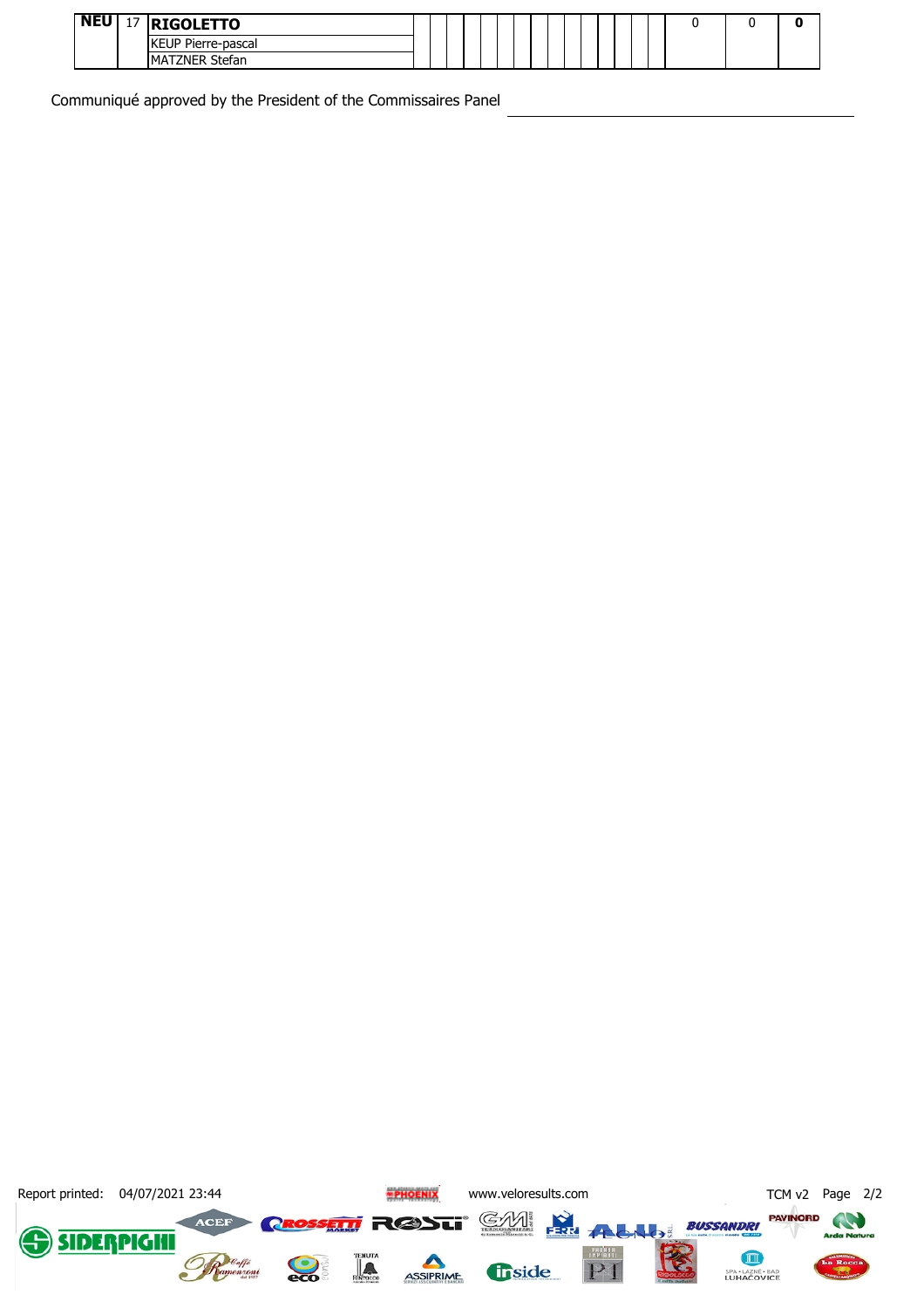| | | | | | | | | | | | | | | | | | |
|---|---|---|---|---|---|---|---|---|---|---|---|---|---|---|---|---|---|
| NEU | 17 | **RIGOLETTO**<br>KEUP Pierre-pascal<br>MATZNER Stefan | | | | | | | | | | | | | | 0 | 0 | **0** |

Communiqué approved by the President of the Commissaires Panel

Report printed: 04/07/2021 23:44

www.veloresults.com

TCM v2